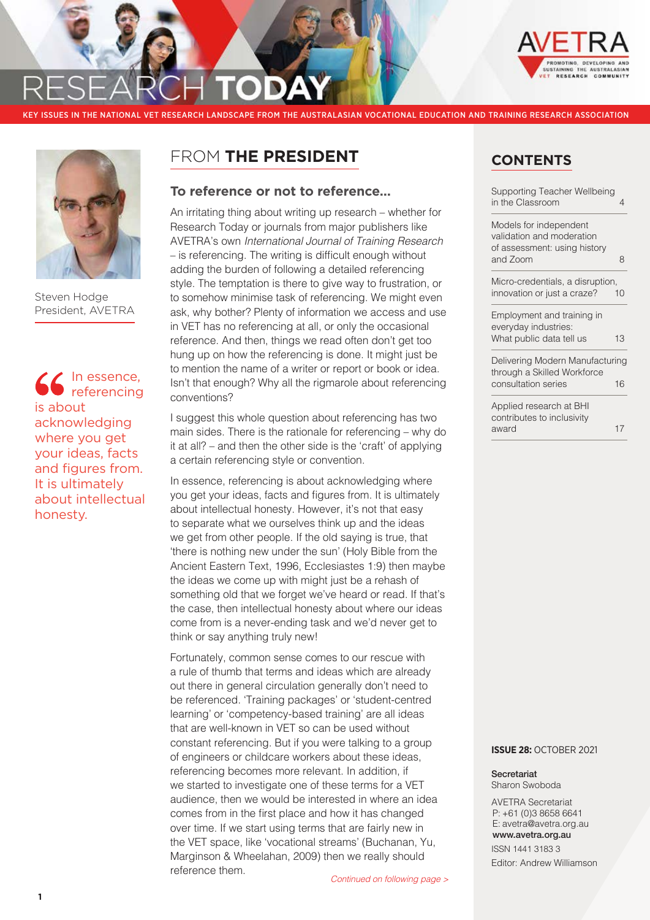# RESEARCH TODAY

KEY ISSUES IN THE NATIONAL VET RESEARCH LANDSCAPE FROM THE AUSTRALASIAN VOCATIONAL EDUCATION AND TRAINING RESEARCH ASSOCIATION

AVETRA — PROMOTING, DEVELOPING AND SUSTAINING THE AUSTRALASIAN VET RESEARCH COMMUNITY

## FROM THE PRESIDENT

Steven Hodge
President, AVETRA

### To reference or not to reference...

An irritating thing about writing up research – whether for Research Today or journals from major publishers like AVETRA's own *International Journal of Training Research* – is referencing. The writing is difficult enough without adding the burden of following a detailed referencing style. The temptation is there to give way to frustration, or to somehow minimise task of referencing. We might even ask, why bother? Plenty of information we access and use in VET has no referencing at all, or only the occasional reference. And then, things we read often don't get too hung up on how the referencing is done. It might just be to mention the name of a writer or report or book or idea. Isn't that enough? Why all the rigmarole about referencing conventions?

I suggest this whole question about referencing has two main sides. There is the rationale for referencing – why do it at all? – and then the other side is the 'craft' of applying a certain referencing style or convention.

In essence, referencing is about acknowledging where you get your ideas, facts and figures from. It is ultimately about intellectual honesty. However, it's not that easy to separate what we ourselves think up and the ideas we get from other people. If the old saying is true, that 'there is nothing new under the sun' (Holy Bible from the Ancient Eastern Text, 1996, Ecclesiastes 1:9) then maybe the ideas we come up with might just be a rehash of something old that we forget we've heard or read. If that's the case, then intellectual honesty about where our ideas come from is a never-ending task and we'd never get to think or say anything truly new!

> "In essence, referencing is about acknowledging where you get your ideas, facts and figures from. It is ultimately about intellectual honesty.

Fortunately, common sense comes to our rescue with a rule of thumb that terms and ideas which are already out there in general circulation generally don't need to be referenced. 'Training packages' or 'student-centred learning' or 'competency-based training' are all ideas that are well-known in VET so can be used without constant referencing. But if you were talking to a group of engineers or childcare workers about these ideas, referencing becomes more relevant. In addition, if we started to investigate one of these terms for a VET audience, then we would be interested in where an idea comes from in the first place and how it has changed over time. If we start using terms that are fairly new in the VET space, like 'vocational streams' (Buchanan, Yu, Marginson & Wheelahan, 2009) then we really should reference them.

*Continued on following page >*

## CONTENTS

| | |
|---|---|
| Supporting Teacher Wellbeing in the Classroom | 4 |
| Models for independent validation and moderation of assessment: using history and Zoom | 8 |
| Micro-credentials, a disruption, innovation or just a craze? | 10 |
| Employment and training in everyday industries: What public data tell us | 13 |
| Delivering Modern Manufacturing through a Skilled Workforce consultation series | 16 |
| Applied research at BHI contributes to inclusivity award | 17 |

**ISSUE 28:** OCTOBER 2021

**Secretariat**
Sharon Swoboda

AVETRA Secretariat
P: +61 (0)3 8658 6641
E: avetra@avetra.org.au
**www.avetra.org.au**

ISSN 1441 3183 3

Editor: Andrew Williamson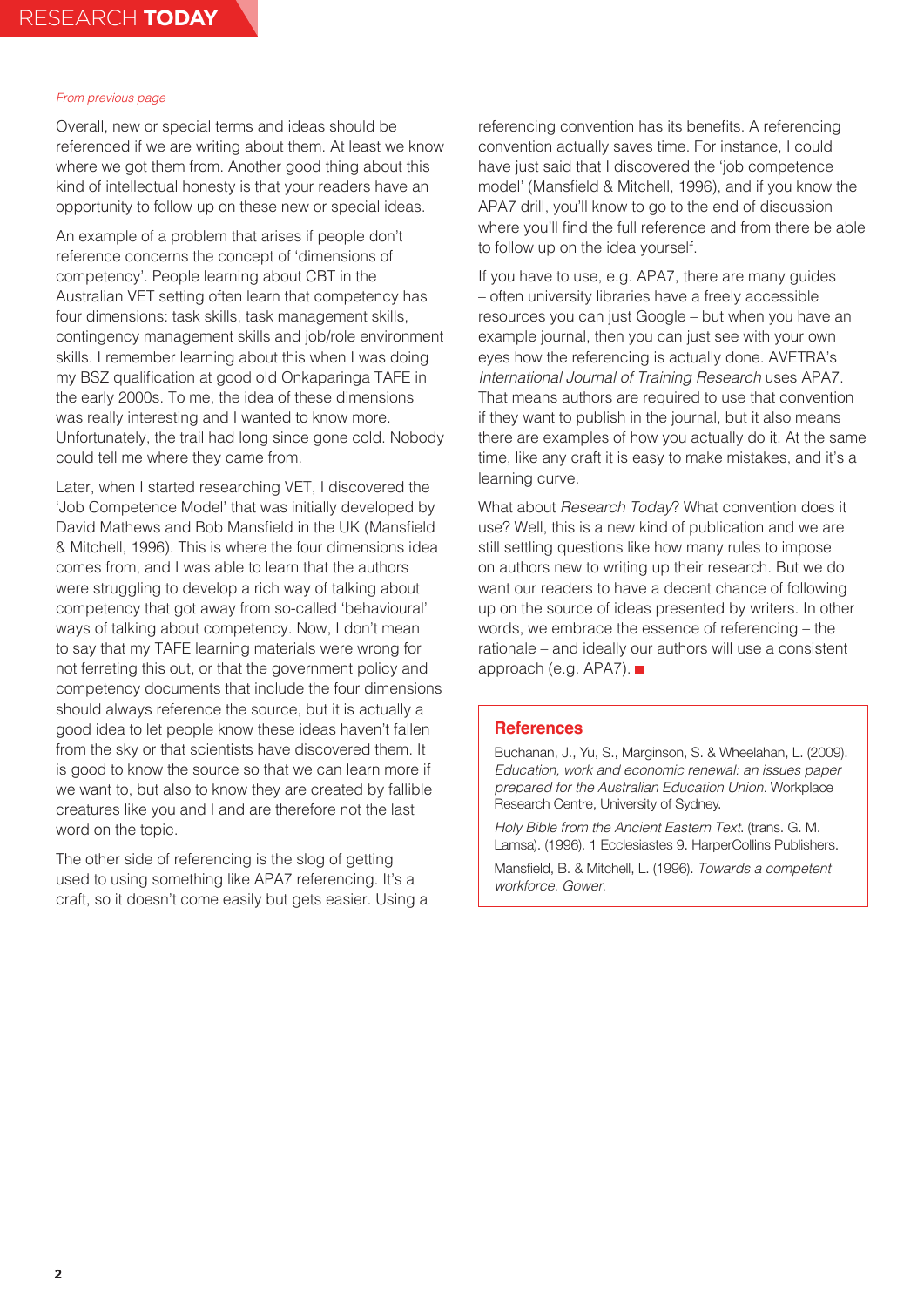*From previous page*

Overall, new or special terms and ideas should be referenced if we are writing about them. At least we know where we got them from. Another good thing about this kind of intellectual honesty is that your readers have an opportunity to follow up on these new or special ideas.

An example of a problem that arises if people don't reference concerns the concept of 'dimensions of competency'. People learning about CBT in the Australian VET setting often learn that competency has four dimensions: task skills, task management skills, contingency management skills and job/role environment skills. I remember learning about this when I was doing my BSZ qualification at good old Onkaparinga TAFE in the early 2000s. To me, the idea of these dimensions was really interesting and I wanted to know more. Unfortunately, the trail had long since gone cold. Nobody could tell me where they came from.

Later, when I started researching VET, I discovered the 'Job Competence Model' that was initially developed by David Mathews and Bob Mansfield in the UK (Mansfield & Mitchell, 1996). This is where the four dimensions idea comes from, and I was able to learn that the authors were struggling to develop a rich way of talking about competency that got away from so-called 'behavioural' ways of talking about competency. Now, I don't mean to say that my TAFE learning materials were wrong for not ferreting this out, or that the government policy and competency documents that include the four dimensions should always reference the source, but it is actually a good idea to let people know these ideas haven't fallen from the sky or that scientists have discovered them. It is good to know the source so that we can learn more if we want to, but also to know they are created by fallible creatures like you and I and are therefore not the last word on the topic.

The other side of referencing is the slog of getting used to using something like APA7 referencing. It's a craft, so it doesn't come easily but gets easier. Using a referencing convention has its benefits. A referencing convention actually saves time. For instance, I could have just said that I discovered the 'job competence model' (Mansfield & Mitchell, 1996), and if you know the APA7 drill, you'll know to go to the end of discussion where you'll find the full reference and from there be able to follow up on the idea yourself.

If you have to use, e.g. APA7, there are many guides – often university libraries have a freely accessible resources you can just Google – but when you have an example journal, then you can just see with your own eyes how the referencing is actually done. AVETRA's *International Journal of Training Research* uses APA7. That means authors are required to use that convention if they want to publish in the journal, but it also means there are examples of how you actually do it. At the same time, like any craft it is easy to make mistakes, and it's a learning curve.

What about *Research Today*? What convention does it use? Well, this is a new kind of publication and we are still settling questions like how many rules to impose on authors new to writing up their research. But we do want our readers to have a decent chance of following up on the source of ideas presented by writers. In other words, we embrace the essence of referencing – the rationale – and ideally our authors will use a consistent approach (e.g. APA7). ■

## References

Buchanan, J., Yu, S., Marginson, S. & Wheelahan, L. (2009). *Education, work and economic renewal: an issues paper prepared for the Australian Education Union.* Workplace Research Centre, University of Sydney.

*Holy Bible from the Ancient Eastern Text.* (trans. G. M. Lamsa). (1996). 1 Ecclesiastes 9. HarperCollins Publishers.

Mansfield, B. & Mitchell, L. (1996). *Towards a competent workforce. Gower.*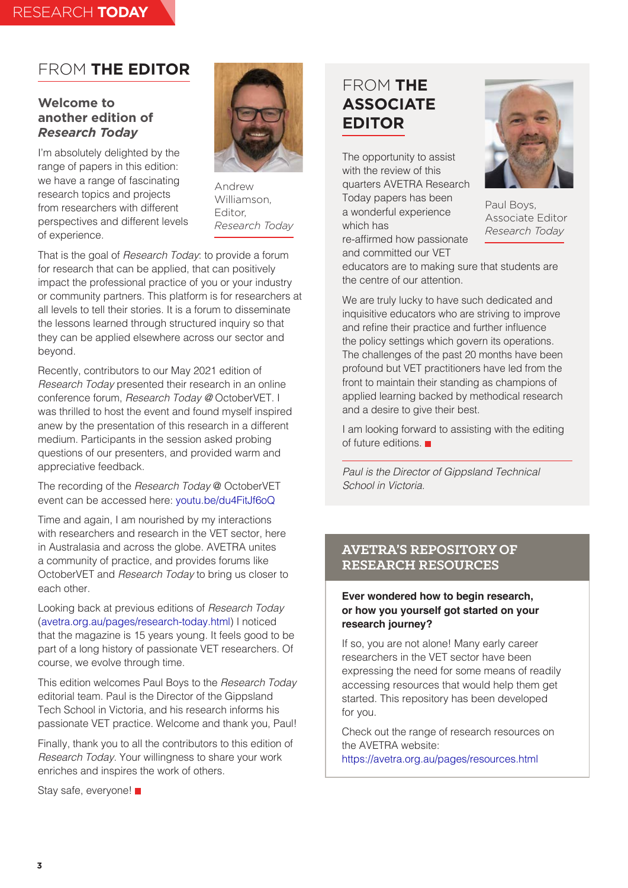# FROM THE EDITOR

### Welcome to another edition of *Research Today*

Andrew Williamson, Editor, *Research Today*

I'm absolutely delighted by the range of papers in this edition: we have a range of fascinating research topics and projects from researchers with different perspectives and different levels of experience.

That is the goal of *Research Today*: to provide a forum for research that can be applied, that can positively impact the professional practice of you or your industry or community partners. This platform is for researchers at all levels to tell their stories. It is a forum to disseminate the lessons learned through structured inquiry so that they can be applied elsewhere across our sector and beyond.

Recently, contributors to our May 2021 edition of *Research Today* presented their research in an online conference forum, *Research Today @* OctoberVET. I was thrilled to host the event and found myself inspired anew by the presentation of this research in a different medium. Participants in the session asked probing questions of our presenters, and provided warm and appreciative feedback.

The recording of the *Research Today* @ OctoberVET event can be accessed here: youtu.be/du4FitJf6oQ

Time and again, I am nourished by my interactions with researchers and research in the VET sector, here in Australasia and across the globe. AVETRA unites a community of practice, and provides forums like OctoberVET and *Research Today* to bring us closer to each other.

Looking back at previous editions of *Research Today* (avetra.org.au/pages/research-today.html) I noticed that the magazine is 15 years young. It feels good to be part of a long history of passionate VET researchers. Of course, we evolve through time.

This edition welcomes Paul Boys to the *Research Today* editorial team. Paul is the Director of the Gippsland Tech School in Victoria, and his research informs his passionate VET practice. Welcome and thank you, Paul!

Finally, thank you to all the contributors to this edition of *Research Today*. Your willingness to share your work enriches and inspires the work of others.

Stay safe, everyone!

# FROM THE ASSOCIATE EDITOR

Paul Boys, Associate Editor *Research Today*

The opportunity to assist with the review of this quarters AVETRA Research Today papers has been a wonderful experience which has re-affirmed how passionate and committed our VET educators are to making sure that students are the centre of our attention.

We are truly lucky to have such dedicated and inquisitive educators who are striving to improve and refine their practice and further influence the policy settings which govern its operations. The challenges of the past 20 months have been profound but VET practitioners have led from the front to maintain their standing as champions of applied learning backed by methodical research and a desire to give their best.

I am looking forward to assisting with the editing of future editions.

*Paul is the Director of Gippsland Technical School in Victoria.*

## AVETRA'S REPOSITORY OF RESEARCH RESOURCES

**Ever wondered how to begin research, or how you yourself got started on your research journey?**

If so, you are not alone! Many early career researchers in the VET sector have been expressing the need for some means of readily accessing resources that would help them get started. This repository has been developed for you.

Check out the range of research resources on the AVETRA website: https://avetra.org.au/pages/resources.html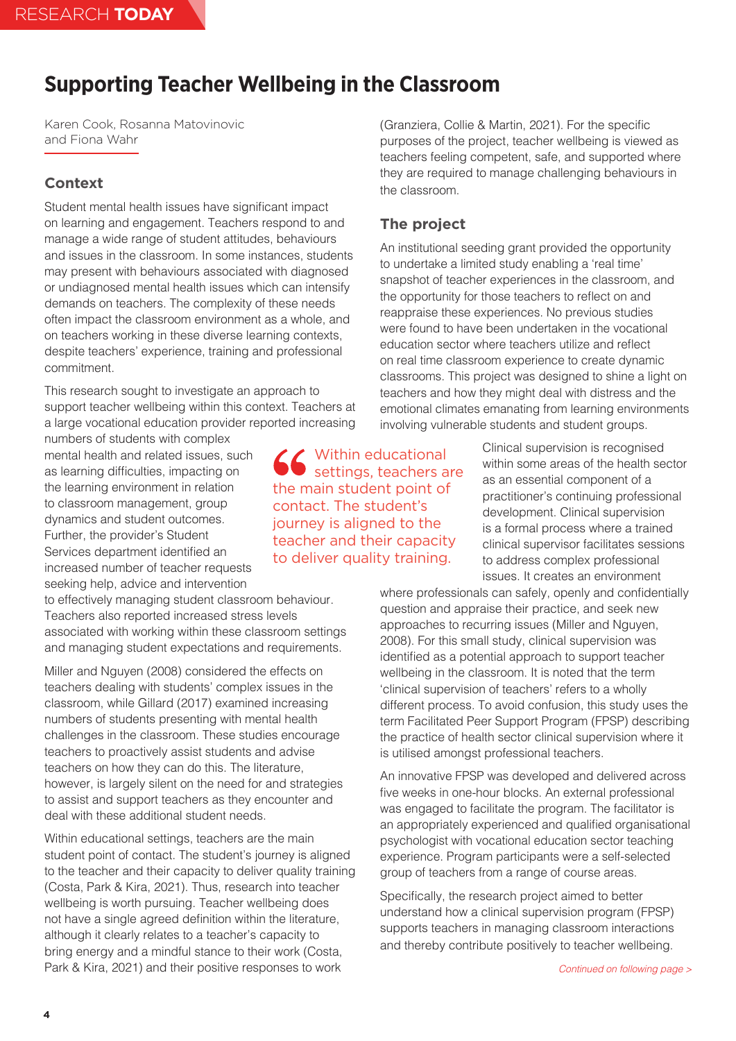# Supporting Teacher Wellbeing in the Classroom

Karen Cook, Rosanna Matovinovic and Fiona Wahr

## Context

Student mental health issues have significant impact on learning and engagement. Teachers respond to and manage a wide range of student attitudes, behaviours and issues in the classroom. In some instances, students may present with behaviours associated with diagnosed or undiagnosed mental health issues which can intensify demands on teachers. The complexity of these needs often impact the classroom environment as a whole, and on teachers working in these diverse learning contexts, despite teachers' experience, training and professional commitment.

This research sought to investigate an approach to support teacher wellbeing within this context. Teachers at a large vocational education provider reported increasing numbers of students with complex mental health and related issues, such as learning difficulties, impacting on the learning environment in relation to classroom management, group dynamics and student outcomes. Further, the provider's Student Services department identified an increased number of teacher requests seeking help, advice and intervention to effectively managing student classroom behaviour. Teachers also reported increased stress levels associated with working within these classroom settings and managing student expectations and requirements.

Miller and Nguyen (2008) considered the effects on teachers dealing with students' complex issues in the classroom, while Gillard (2017) examined increasing numbers of students presenting with mental health challenges in the classroom. These studies encourage teachers to proactively assist students and advise teachers on how they can do this. The literature, however, is largely silent on the need for and strategies to assist and support teachers as they encounter and deal with these additional student needs.

Within educational settings, teachers are the main student point of contact. The student's journey is aligned to the teacher and their capacity to deliver quality training (Costa, Park & Kira, 2021). Thus, research into teacher wellbeing is worth pursuing. Teacher wellbeing does not have a single agreed definition within the literature, although it clearly relates to a teacher's capacity to bring energy and a mindful stance to their work (Costa, Park & Kira, 2021) and their positive responses to work (Granziera, Collie & Martin, 2021). For the specific purposes of the project, teacher wellbeing is viewed as teachers feeling competent, safe, and supported where they are required to manage challenging behaviours in the classroom.

> Within educational settings, teachers are the main student point of contact. The student's journey is aligned to the teacher and their capacity to deliver quality training.

## The project

An institutional seeding grant provided the opportunity to undertake a limited study enabling a 'real time' snapshot of teacher experiences in the classroom, and the opportunity for those teachers to reflect on and reappraise these experiences. No previous studies were found to have been undertaken in the vocational education sector where teachers utilize and reflect on real time classroom experience to create dynamic classrooms. This project was designed to shine a light on teachers and how they might deal with distress and the emotional climates emanating from learning environments involving vulnerable students and student groups.

Clinical supervision is recognised within some areas of the health sector as an essential component of a practitioner's continuing professional development. Clinical supervision is a formal process where a trained clinical supervisor facilitates sessions to address complex professional issues. It creates an environment where professionals can safely, openly and confidentially question and appraise their practice, and seek new approaches to recurring issues (Miller and Nguyen, 2008). For this small study, clinical supervision was identified as a potential approach to support teacher wellbeing in the classroom. It is noted that the term 'clinical supervision of teachers' refers to a wholly different process. To avoid confusion, this study uses the term Facilitated Peer Support Program (FPSP) describing the practice of health sector clinical supervision where it is utilised amongst professional teachers.

An innovative FPSP was developed and delivered across five weeks in one-hour blocks. An external professional was engaged to facilitate the program. The facilitator is an appropriately experienced and qualified organisational psychologist with vocational education sector teaching experience. Program participants were a self-selected group of teachers from a range of course areas.

Specifically, the research project aimed to better understand how a clinical supervision program (FPSP) supports teachers in managing classroom interactions and thereby contribute positively to teacher wellbeing.

*Continued on following page >*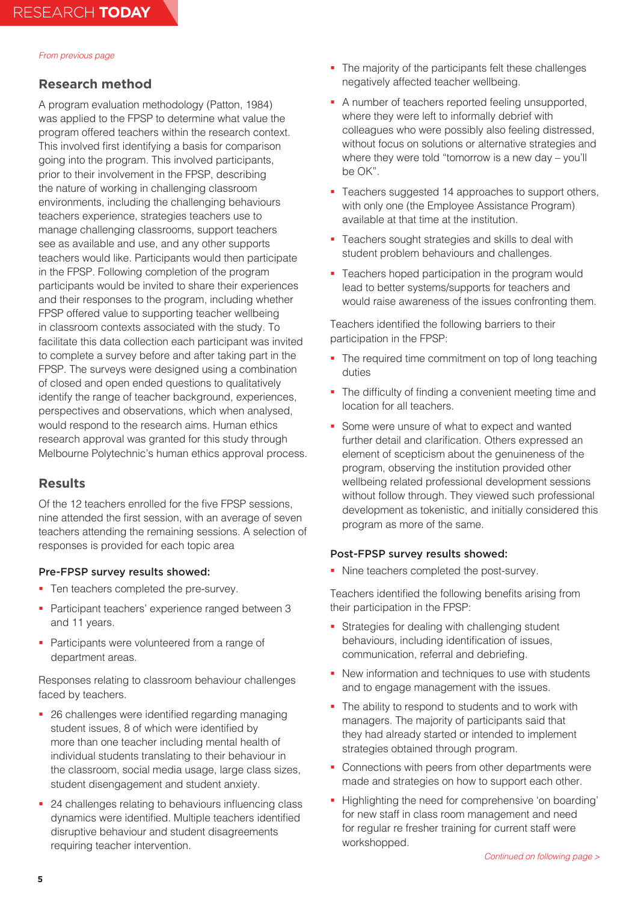*From previous page*

## Research method

A program evaluation methodology (Patton, 1984) was applied to the FPSP to determine what value the program offered teachers within the research context. This involved first identifying a basis for comparison going into the program. This involved participants, prior to their involvement in the FPSP, describing the nature of working in challenging classroom environments, including the challenging behaviours teachers experience, strategies teachers use to manage challenging classrooms, support teachers see as available and use, and any other supports teachers would like. Participants would then participate in the FPSP. Following completion of the program participants would be invited to share their experiences and their responses to the program, including whether FPSP offered value to supporting teacher wellbeing in classroom contexts associated with the study. To facilitate this data collection each participant was invited to complete a survey before and after taking part in the FPSP. The surveys were designed using a combination of closed and open ended questions to qualitatively identify the range of teacher background, experiences, perspectives and observations, which when analysed, would respond to the research aims. Human ethics research approval was granted for this study through Melbourne Polytechnic's human ethics approval process.

## Results

Of the 12 teachers enrolled for the five FPSP sessions, nine attended the first session, with an average of seven teachers attending the remaining sessions. A selection of responses is provided for each topic area

### Pre-FPSP survey results showed:

- Ten teachers completed the pre-survey.
- Participant teachers' experience ranged between 3 and 11 years.
- Participants were volunteered from a range of department areas.

Responses relating to classroom behaviour challenges faced by teachers.

- 26 challenges were identified regarding managing student issues, 8 of which were identified by more than one teacher including mental health of individual students translating to their behaviour in the classroom, social media usage, large class sizes, student disengagement and student anxiety.
- 24 challenges relating to behaviours influencing class dynamics were identified. Multiple teachers identified disruptive behaviour and student disagreements requiring teacher intervention.
- The majority of the participants felt these challenges negatively affected teacher wellbeing.
- A number of teachers reported feeling unsupported, where they were left to informally debrief with colleagues who were possibly also feeling distressed, without focus on solutions or alternative strategies and where they were told "tomorrow is a new day – you'll be OK".
- Teachers suggested 14 approaches to support others, with only one (the Employee Assistance Program) available at that time at the institution.
- Teachers sought strategies and skills to deal with student problem behaviours and challenges.
- Teachers hoped participation in the program would lead to better systems/supports for teachers and would raise awareness of the issues confronting them.

Teachers identified the following barriers to their participation in the FPSP:

- The required time commitment on top of long teaching duties
- The difficulty of finding a convenient meeting time and location for all teachers.
- Some were unsure of what to expect and wanted further detail and clarification. Others expressed an element of scepticism about the genuineness of the program, observing the institution provided other wellbeing related professional development sessions without follow through. They viewed such professional development as tokenistic, and initially considered this program as more of the same.

### Post-FPSP survey results showed:

- Nine teachers completed the post-survey.

Teachers identified the following benefits arising from their participation in the FPSP:

- Strategies for dealing with challenging student behaviours, including identification of issues, communication, referral and debriefing.
- New information and techniques to use with students and to engage management with the issues.
- The ability to respond to students and to work with managers. The majority of participants said that they had already started or intended to implement strategies obtained through program.
- Connections with peers from other departments were made and strategies on how to support each other.
- Highlighting the need for comprehensive 'on boarding' for new staff in class room management and need for regular re fresher training for current staff were workshopped.

*Continued on following page >*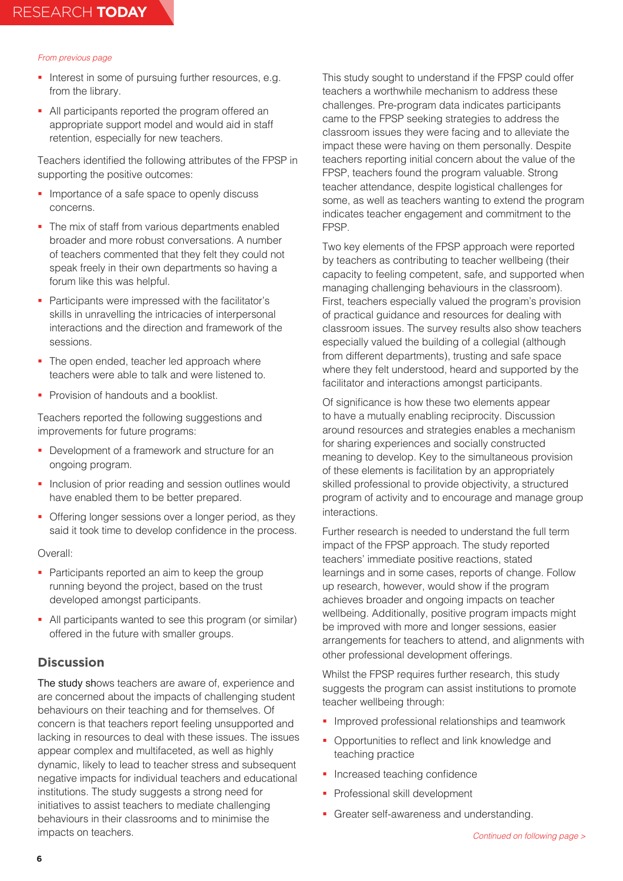*From previous page*

- Interest in some of pursuing further resources, e.g. from the library.
- All participants reported the program offered an appropriate support model and would aid in staff retention, especially for new teachers.

Teachers identified the following attributes of the FPSP in supporting the positive outcomes:

- Importance of a safe space to openly discuss concerns.
- The mix of staff from various departments enabled broader and more robust conversations. A number of teachers commented that they felt they could not speak freely in their own departments so having a forum like this was helpful.
- Participants were impressed with the facilitator's skills in unravelling the intricacies of interpersonal interactions and the direction and framework of the sessions.
- The open ended, teacher led approach where teachers were able to talk and were listened to.
- Provision of handouts and a booklist.

Teachers reported the following suggestions and improvements for future programs:

- Development of a framework and structure for an ongoing program.
- Inclusion of prior reading and session outlines would have enabled them to be better prepared.
- Offering longer sessions over a longer period, as they said it took time to develop confidence in the process.

Overall:

- Participants reported an aim to keep the group running beyond the project, based on the trust developed amongst participants.
- All participants wanted to see this program (or similar) offered in the future with smaller groups.

## Discussion

The study shows teachers are aware of, experience and are concerned about the impacts of challenging student behaviours on their teaching and for themselves. Of concern is that teachers report feeling unsupported and lacking in resources to deal with these issues. The issues appear complex and multifaceted, as well as highly dynamic, likely to lead to teacher stress and subsequent negative impacts for individual teachers and educational institutions. The study suggests a strong need for initiatives to assist teachers to mediate challenging behaviours in their classrooms and to minimise the impacts on teachers.

This study sought to understand if the FPSP could offer teachers a worthwhile mechanism to address these challenges. Pre-program data indicates participants came to the FPSP seeking strategies to address the classroom issues they were facing and to alleviate the impact these were having on them personally. Despite teachers reporting initial concern about the value of the FPSP, teachers found the program valuable. Strong teacher attendance, despite logistical challenges for some, as well as teachers wanting to extend the program indicates teacher engagement and commitment to the FPSP.

Two key elements of the FPSP approach were reported by teachers as contributing to teacher wellbeing (their capacity to feeling competent, safe, and supported when managing challenging behaviours in the classroom). First, teachers especially valued the program's provision of practical guidance and resources for dealing with classroom issues. The survey results also show teachers especially valued the building of a collegial (although from different departments), trusting and safe space where they felt understood, heard and supported by the facilitator and interactions amongst participants.

Of significance is how these two elements appear to have a mutually enabling reciprocity. Discussion around resources and strategies enables a mechanism for sharing experiences and socially constructed meaning to develop. Key to the simultaneous provision of these elements is facilitation by an appropriately skilled professional to provide objectivity, a structured program of activity and to encourage and manage group interactions.

Further research is needed to understand the full term impact of the FPSP approach. The study reported teachers' immediate positive reactions, stated learnings and in some cases, reports of change. Follow up research, however, would show if the program achieves broader and ongoing impacts on teacher wellbeing. Additionally, positive program impacts might be improved with more and longer sessions, easier arrangements for teachers to attend, and alignments with other professional development offerings.

Whilst the FPSP requires further research, this study suggests the program can assist institutions to promote teacher wellbeing through:

- Improved professional relationships and teamwork
- Opportunities to reflect and link knowledge and teaching practice
- Increased teaching confidence
- Professional skill development
- Greater self-awareness and understanding.

*Continued on following page >*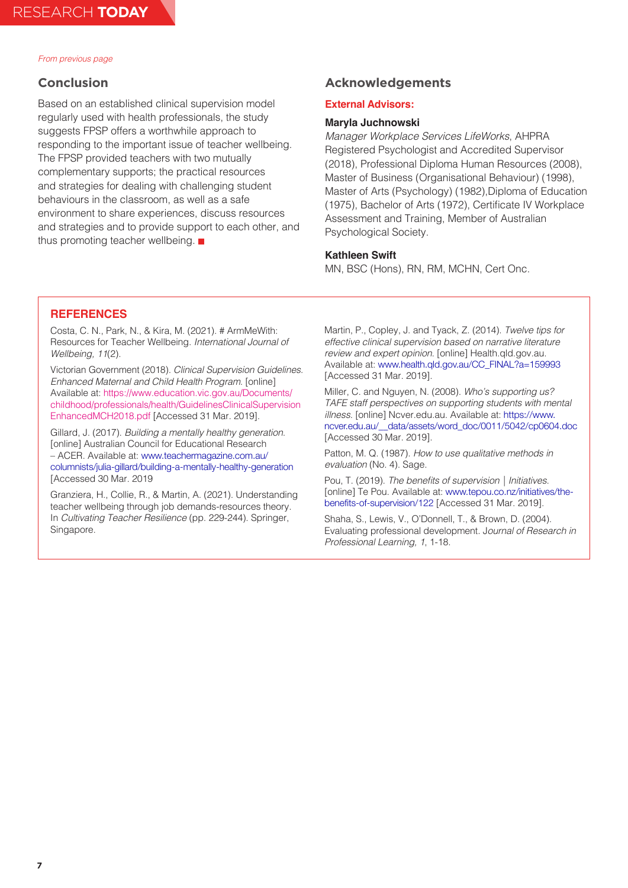*From previous page*

## Conclusion

Based on an established clinical supervision model regularly used with health professionals, the study suggests FPSP offers a worthwhile approach to responding to the important issue of teacher wellbeing. The FPSP provided teachers with two mutually complementary supports; the practical resources and strategies for dealing with challenging student behaviours in the classroom, as well as a safe environment to share experiences, discuss resources and strategies and to provide support to each other, and thus promoting teacher wellbeing. ■

## Acknowledgements

### External Advisors:

**Maryla Juchnowski**
*Manager Workplace Services LifeWorks*, AHPRA Registered Psychologist and Accredited Supervisor (2018), Professional Diploma Human Resources (2008), Master of Business (Organisational Behaviour) (1998), Master of Arts (Psychology) (1982),Diploma of Education (1975), Bachelor of Arts (1972), Certificate IV Workplace Assessment and Training, Member of Australian Psychological Society.

**Kathleen Swift**
MN, BSC (Hons), RN, RM, MCHN, Cert Onc.

## REFERENCES

Costa, C. N., Park, N., & Kira, M. (2021). # ArmMeWith: Resources for Teacher Wellbeing. *International Journal of Wellbeing, 11*(2).

Victorian Government (2018). *Clinical Supervision Guidelines. Enhanced Maternal and Child Health Program.* [online] Available at: https://www.education.vic.gov.au/Documents/childhood/professionals/health/GuidelinesClinicalSupervisionEnhancedMCH2018.pdf [Accessed 31 Mar. 2019].

Gillard, J. (2017). *Building a mentally healthy generation.* [online] Australian Council for Educational Research – ACER. Available at: www.teachermagazine.com.au/columnists/julia-gillard/building-a-mentally-healthy-generation [Accessed 30 Mar. 2019

Granziera, H., Collie, R., & Martin, A. (2021). Understanding teacher wellbeing through job demands-resources theory. In *Cultivating Teacher Resilience* (pp. 229-244). Springer, Singapore.

Martin, P., Copley, J. and Tyack, Z. (2014). *Twelve tips for effective clinical supervision based on narrative literature review and expert opinion.* [online] Health.qld.gov.au. Available at: www.health.qld.gov.au/CC_FINAL?a=159993 [Accessed 31 Mar. 2019].

Miller, C. and Nguyen, N. (2008). *Who's supporting us? TAFE staff perspectives on supporting students with mental illness.* [online] Ncver.edu.au. Available at: https://www.ncver.edu.au/__data/assets/word_doc/0011/5042/cp0604.doc [Accessed 30 Mar. 2019].

Patton, M. Q. (1987). *How to use qualitative methods in evaluation* (No. 4). Sage.

Pou, T. (2019). *The benefits of supervision | Initiatives.* [online] Te Pou. Available at: www.tepou.co.nz/initiatives/the-benefits-of-supervision/122 [Accessed 31 Mar. 2019].

Shaha, S., Lewis, V., O'Donnell, T., & Brown, D. (2004). Evaluating professional development. J*ournal of Research in Professional Learning, 1*, 1-18.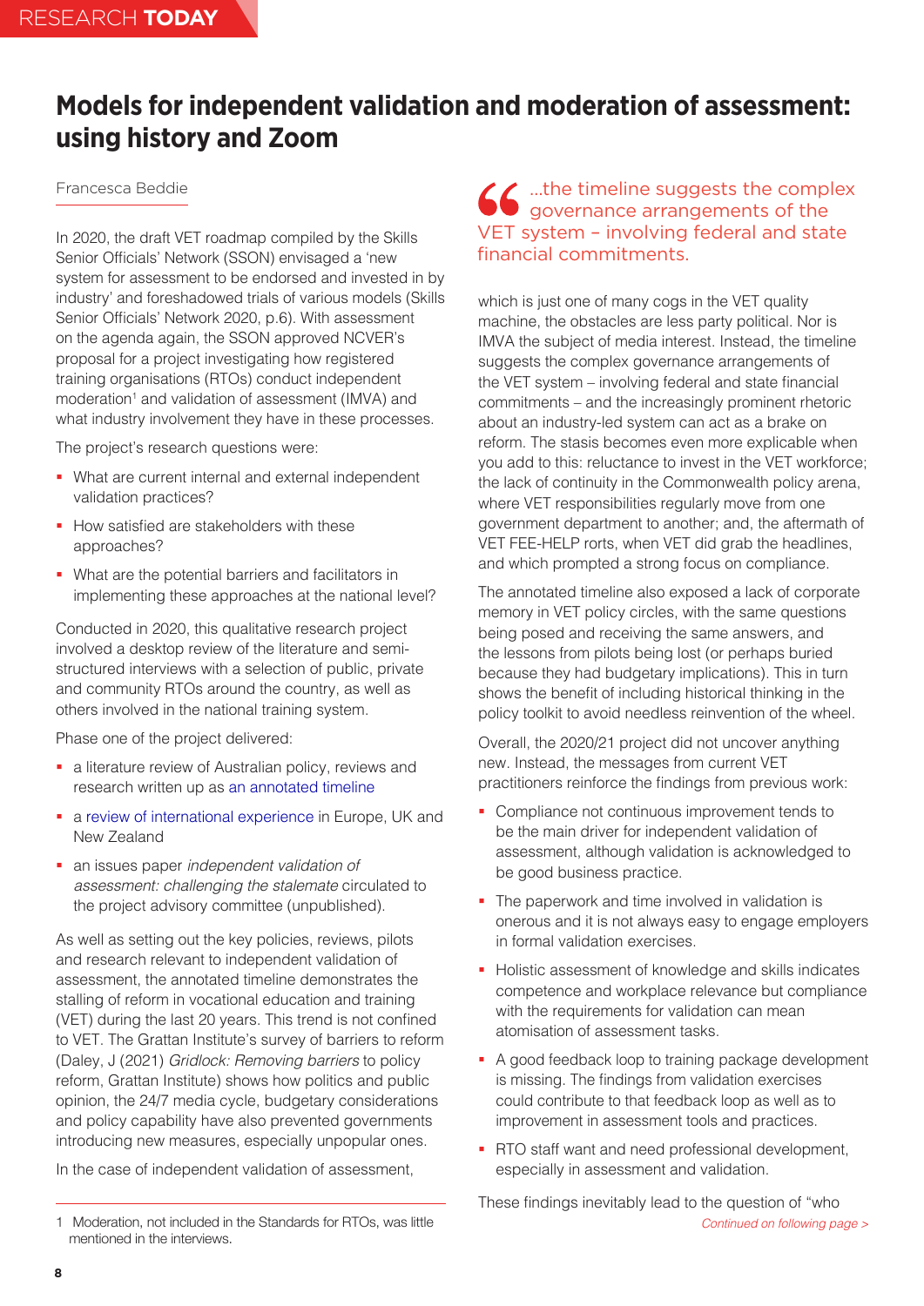# Models for independent validation and moderation of assessment: using history and Zoom

Francesca Beddie

In 2020, the draft VET roadmap compiled by the Skills Senior Officials' Network (SSON) envisaged a 'new system for assessment to be endorsed and invested in by industry' and foreshadowed trials of various models (Skills Senior Officials' Network 2020, p.6). With assessment on the agenda again, the SSON approved NCVER's proposal for a project investigating how registered training organisations (RTOs) conduct independent moderation[1] and validation of assessment (IMVA) and what industry involvement they have in these processes.

The project's research questions were:

- What are current internal and external independent validation practices?
- How satisfied are stakeholders with these approaches?
- What are the potential barriers and facilitators in implementing these approaches at the national level?

Conducted in 2020, this qualitative research project involved a desktop review of the literature and semi-structured interviews with a selection of public, private and community RTOs around the country, as well as others involved in the national training system.

Phase one of the project delivered:

- a literature review of Australian policy, reviews and research written up as an annotated timeline
- a review of international experience in Europe, UK and New Zealand
- an issues paper *independent validation of assessment: challenging the stalemate* circulated to the project advisory committee (unpublished).

As well as setting out the key policies, reviews, pilots and research relevant to independent validation of assessment, the annotated timeline demonstrates the stalling of reform in vocational education and training (VET) during the last 20 years. This trend is not confined to VET. The Grattan Institute's survey of barriers to reform (Daley, J (2021) *Gridlock: Removing barriers* to policy reform, Grattan Institute) shows how politics and public opinion, the 24/7 media cycle, budgetary considerations and policy capability have also prevented governments introducing new measures, especially unpopular ones.

In the case of independent validation of assessment, which is just one of many cogs in the VET quality machine, the obstacles are less party political. Nor is IMVA the subject of media interest. Instead, the timeline suggests the complex governance arrangements of the VET system – involving federal and state financial commitments – and the increasingly prominent rhetoric about an industry-led system can act as a brake on reform. The stasis becomes even more explicable when you add to this: reluctance to invest in the VET workforce; the lack of continuity in the Commonwealth policy arena, where VET responsibilities regularly move from one government department to another; and, the aftermath of VET FEE-HELP rorts, when VET did grab the headlines, and which prompted a strong focus on compliance.

> "...the timeline suggests the complex governance arrangements of the VET system – involving federal and state financial commitments."

The annotated timeline also exposed a lack of corporate memory in VET policy circles, with the same questions being posed and receiving the same answers, and the lessons from pilots being lost (or perhaps buried because they had budgetary implications). This in turn shows the benefit of including historical thinking in the policy toolkit to avoid needless reinvention of the wheel.

Overall, the 2020/21 project did not uncover anything new. Instead, the messages from current VET practitioners reinforce the findings from previous work:

- Compliance not continuous improvement tends to be the main driver for independent validation of assessment, although validation is acknowledged to be good business practice.
- The paperwork and time involved in validation is onerous and it is not always easy to engage employers in formal validation exercises.
- Holistic assessment of knowledge and skills indicates competence and workplace relevance but compliance with the requirements for validation can mean atomisation of assessment tasks.
- A good feedback loop to training package development is missing. The findings from validation exercises could contribute to that feedback loop as well as to improvement in assessment tools and practices.
- RTO staff want and need professional development, especially in assessment and validation.

These findings inevitably lead to the question of "who

*Continued on following page >*

---

1 Moderation, not included in the Standards for RTOs, was little mentioned in the interviews.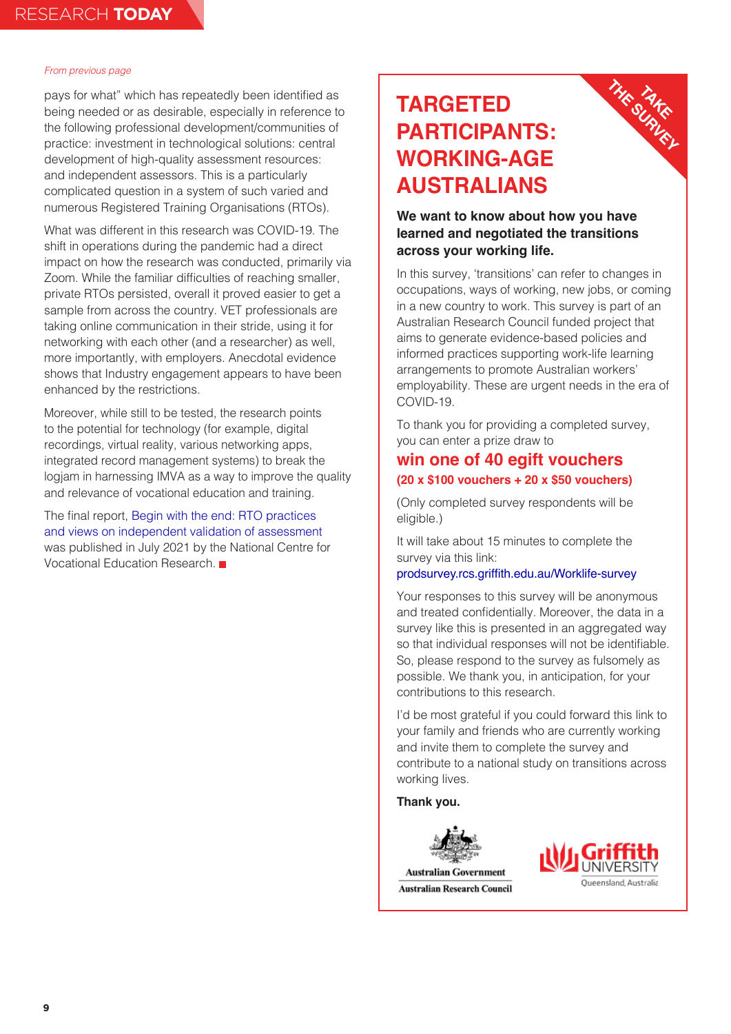*From previous page*

pays for what" which has repeatedly been identified as being needed or as desirable, especially in reference to the following professional development/communities of practice: investment in technological solutions: central development of high-quality assessment resources: and independent assessors. This is a particularly complicated question in a system of such varied and numerous Registered Training Organisations (RTOs).

What was different in this research was COVID-19. The shift in operations during the pandemic had a direct impact on how the research was conducted, primarily via Zoom. While the familiar difficulties of reaching smaller, private RTOs persisted, overall it proved easier to get a sample from across the country. VET professionals are taking online communication in their stride, using it for networking with each other (and a researcher) as well, more importantly, with employers. Anecdotal evidence shows that Industry engagement appears to have been enhanced by the restrictions.

Moreover, while still to be tested, the research points to the potential for technology (for example, digital recordings, virtual reality, various networking apps, integrated record management systems) to break the logjam in harnessing IMVA as a way to improve the quality and relevance of vocational education and training.

The final report, Begin with the end: RTO practices and views on independent validation of assessment was published in July 2021 by the National Centre for Vocational Education Research.

---

TAKE THE SURVEY

# TARGETED PARTICIPANTS: WORKING-AGE AUSTRALIANS

**We want to know about how you have learned and negotiated the transitions across your working life.**

In this survey, 'transitions' can refer to changes in occupations, ways of working, new jobs, or coming in a new country to work. This survey is part of an Australian Research Council funded project that aims to generate evidence-based policies and informed practices supporting work-life learning arrangements to promote Australian workers' employability. These are urgent needs in the era of COVID-19.

To thank you for providing a completed survey, you can enter a prize draw to

## win one of 40 egift vouchers

**(20 x $100 vouchers + 20 x $50 vouchers)**

(Only completed survey respondents will be eligible.)

It will take about 15 minutes to complete the survey via this link:
prodsurvey.rcs.griffith.edu.au/Worklife-survey

Your responses to this survey will be anonymous and treated confidentially. Moreover, the data in a survey like this is presented in an aggregated way so that individual responses will not be identifiable. So, please respond to the survey as fulsomely as possible. We thank you, in anticipation, for your contributions to this research.

I'd be most grateful if you could forward this link to your family and friends who are currently working and invite them to complete the survey and contribute to a national study on transitions across working lives.

**Thank you.**

Australian Government
Australian Research Council

Griffith UNIVERSITY
Queensland, Australia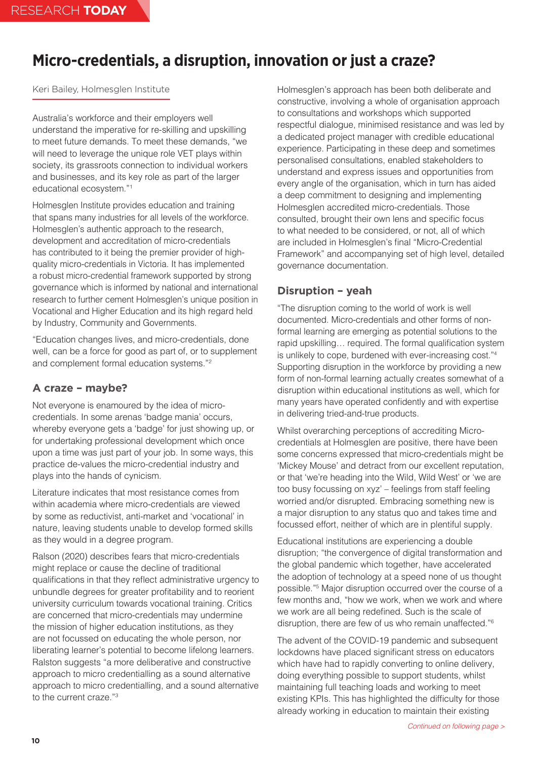# Micro-credentials, a disruption, innovation or just a craze?

Keri Bailey, Holmesglen Institute

Australia's workforce and their employers well understand the imperative for re-skilling and upskilling to meet future demands. To meet these demands, "we will need to leverage the unique role VET plays within society, its grassroots connection to individual workers and businesses, and its key role as part of the larger educational ecosystem."[1]

Holmesglen Institute provides education and training that spans many industries for all levels of the workforce. Holmesglen's authentic approach to the research, development and accreditation of micro-credentials has contributed to it being the premier provider of high-quality micro-credentials in Victoria. It has implemented a robust micro-credential framework supported by strong governance which is informed by national and international research to further cement Holmesglen's unique position in Vocational and Higher Education and its high regard held by Industry, Community and Governments.

"Education changes lives, and micro-credentials, done well, can be a force for good as part of, or to supplement and complement formal education systems."[2]

## A craze – maybe?

Not everyone is enamoured by the idea of micro-credentials. In some arenas 'badge mania' occurs, whereby everyone gets a 'badge' for just showing up, or for undertaking professional development which once upon a time was just part of your job. In some ways, this practice de-values the micro-credential industry and plays into the hands of cynicism.

Literature indicates that most resistance comes from within academia where micro-credentials are viewed by some as reductivist, anti-market and 'vocational' in nature, leaving students unable to develop formed skills as they would in a degree program.

Ralson (2020) describes fears that micro-credentials might replace or cause the decline of traditional qualifications in that they reflect administrative urgency to unbundle degrees for greater profitability and to reorient university curriculum towards vocational training. Critics are concerned that micro-credentials may undermine the mission of higher education institutions, as they are not focussed on educating the whole person, nor liberating learner's potential to become lifelong learners. Ralston suggests "a more deliberative and constructive approach to micro credentialling as a sound alternative approach to micro credentialling, and a sound alternative to the current craze."[3]

Holmesglen's approach has been both deliberate and constructive, involving a whole of organisation approach to consultations and workshops which supported respectful dialogue, minimised resistance and was led by a dedicated project manager with credible educational experience. Participating in these deep and sometimes personalised consultations, enabled stakeholders to understand and express issues and opportunities from every angle of the organisation, which in turn has aided a deep commitment to designing and implementing Holmesglen accredited micro-credentials. Those consulted, brought their own lens and specific focus to what needed to be considered, or not, all of which are included in Holmesglen's final "Micro-Credential Framework" and accompanying set of high level, detailed governance documentation.

## Disruption – yeah

"The disruption coming to the world of work is well documented. Micro-credentials and other forms of non-formal learning are emerging as potential solutions to the rapid upskilling… required. The formal qualification system is unlikely to cope, burdened with ever-increasing cost."[4] Supporting disruption in the workforce by providing a new form of non-formal learning actually creates somewhat of a disruption within educational institutions as well, which for many years have operated confidently and with expertise in delivering tried-and-true products.

Whilst overarching perceptions of accrediting Micro-credentials at Holmesglen are positive, there have been some concerns expressed that micro-credentials might be 'Mickey Mouse' and detract from our excellent reputation, or that 'we're heading into the Wild, Wild West' or 'we are too busy focussing on xyz' – feelings from staff feeling worried and/or disrupted. Embracing something new is a major disruption to any status quo and takes time and focussed effort, neither of which are in plentiful supply.

Educational institutions are experiencing a double disruption; "the convergence of digital transformation and the global pandemic which together, have accelerated the adoption of technology at a speed none of us thought possible."[5] Major disruption occurred over the course of a few months and, "how we work, when we work and where we work are all being redefined. Such is the scale of disruption, there are few of us who remain unaffected."[6]

The advent of the COVID-19 pandemic and subsequent lockdowns have placed significant stress on educators which have had to rapidly converting to online delivery, doing everything possible to support students, whilst maintaining full teaching loads and working to meet existing KPIs. This has highlighted the difficulty for those already working in education to maintain their existing

*Continued on following page >*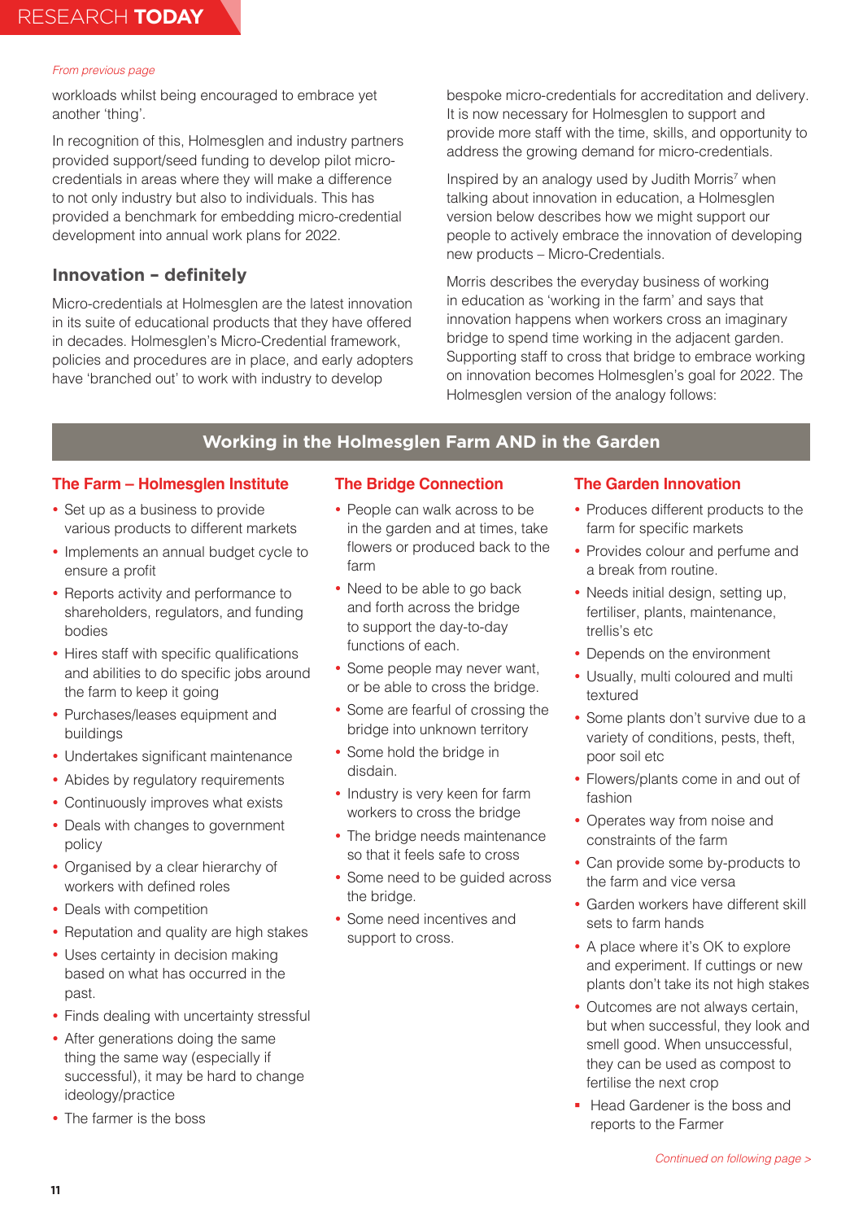*From previous page*

workloads whilst being encouraged to embrace yet another 'thing'.

In recognition of this, Holmesglen and industry partners provided support/seed funding to develop pilot micro-credentials in areas where they will make a difference to not only industry but also to individuals. This has provided a benchmark for embedding micro-credential development into annual work plans for 2022.

## Innovation – definitely

Micro-credentials at Holmesglen are the latest innovation in its suite of educational products that they have offered in decades. Holmesglen's Micro-Credential framework, policies and procedures are in place, and early adopters have 'branched out' to work with industry to develop bespoke micro-credentials for accreditation and delivery. It is now necessary for Holmesglen to support and provide more staff with the time, skills, and opportunity to address the growing demand for micro-credentials.

Inspired by an analogy used by Judith Morris[7] when talking about innovation in education, a Holmesglen version below describes how we might support our people to actively embrace the innovation of developing new products – Micro-Credentials.

Morris describes the everyday business of working in education as 'working in the farm' and says that innovation happens when workers cross an imaginary bridge to spend time working in the adjacent garden. Supporting staff to cross that bridge to embrace working on innovation becomes Holmesglen's goal for 2022. The Holmesglen version of the analogy follows:

## Working in the Holmesglen Farm AND in the Garden

### The Farm – Holmesglen Institute

- Set up as a business to provide various products to different markets
- Implements an annual budget cycle to ensure a profit
- Reports activity and performance to shareholders, regulators, and funding bodies
- Hires staff with specific qualifications and abilities to do specific jobs around the farm to keep it going
- Purchases/leases equipment and buildings
- Undertakes significant maintenance
- Abides by regulatory requirements
- Continuously improves what exists
- Deals with changes to government policy
- Organised by a clear hierarchy of workers with defined roles
- Deals with competition
- Reputation and quality are high stakes
- Uses certainty in decision making based on what has occurred in the past.
- Finds dealing with uncertainty stressful
- After generations doing the same thing the same way (especially if successful), it may be hard to change ideology/practice
- The farmer is the boss

### The Bridge Connection

- People can walk across to be in the garden and at times, take flowers or produced back to the farm
- Need to be able to go back and forth across the bridge to support the day-to-day functions of each.
- Some people may never want, or be able to cross the bridge.
- Some are fearful of crossing the bridge into unknown territory
- Some hold the bridge in disdain.
- Industry is very keen for farm workers to cross the bridge
- The bridge needs maintenance so that it feels safe to cross
- Some need to be guided across the bridge.
- Some need incentives and support to cross.

### The Garden Innovation

- Produces different products to the farm for specific markets
- Provides colour and perfume and a break from routine.
- Needs initial design, setting up, fertiliser, plants, maintenance, trellis's etc
- Depends on the environment
- Usually, multi coloured and multi textured
- Some plants don't survive due to a variety of conditions, pests, theft, poor soil etc
- Flowers/plants come in and out of fashion
- Operates way from noise and constraints of the farm
- Can provide some by-products to the farm and vice versa
- Garden workers have different skill sets to farm hands
- A place where it's OK to explore and experiment. If cuttings or new plants don't take its not high stakes
- Outcomes are not always certain, but when successful, they look and smell good. When unsuccessful, they can be used as compost to fertilise the next crop
- Head Gardener is the boss and reports to the Farmer

*Continued on following page >*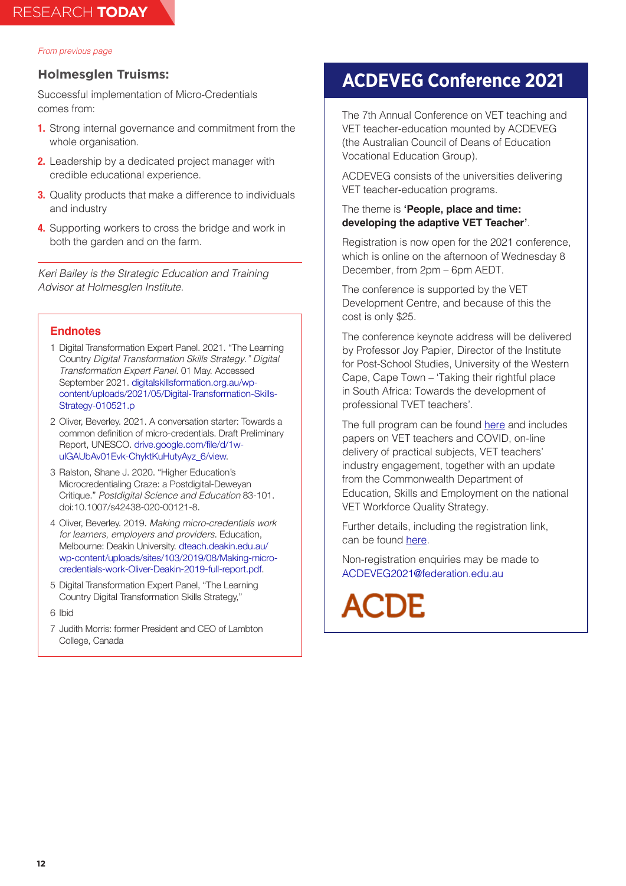*From previous page*

### Holmesglen Truisms:

Successful implementation of Micro-Credentials comes from:

1. Strong internal governance and commitment from the whole organisation.
2. Leadership by a dedicated project manager with credible educational experience.
3. Quality products that make a difference to individuals and industry
4. Supporting workers to cross the bridge and work in both the garden and on the farm.

---

*Keri Bailey is the Strategic Education and Training Advisor at Holmesglen Institute.*

### Endnotes

1. Digital Transformation Expert Panel. 2021. "The Learning Country *Digital Transformation Skills Strategy." Digital Transformation Expert Panel.* 01 May. Accessed September 2021. digitalskillsformation.org.au/wp-content/uploads/2021/05/Digital-Transformation-Skills-Strategy-010521.p
2. Oliver, Beverley. 2021. A conversation starter: Towards a common definition of micro-credentials. Draft Preliminary Report, UNESCO. drive.google.com/file/d/1w-ulGAUbAv01Evk-ChyktKuHutyAyz_6/view.
3. Ralston, Shane J. 2020. "Higher Education's Microcredentialing Craze: a Postdigital-Deweyan Critique." *Postdigital Science and Education* 83-101. doi:10.1007/s42438-020-00121-8.
4. Oliver, Beverley. 2019. *Making micro-credentials work for learners, employers and providers.* Education, Melbourne: Deakin University. dteach.deakin.edu.au/wp-content/uploads/sites/103/2019/08/Making-micro-credentials-work-Oliver-Deakin-2019-full-report.pdf.
5. Digital Transformation Expert Panel, "The Learning Country Digital Transformation Skills Strategy,"
6. Ibid
7. Judith Morris: former President and CEO of Lambton College, Canada

## ACDEVEG Conference 2021

The 7th Annual Conference on VET teaching and VET teacher-education mounted by ACDEVEG (the Australian Council of Deans of Education Vocational Education Group).

ACDEVEG consists of the universities delivering VET teacher-education programs.

The theme is **'People, place and time: developing the adaptive VET Teacher'**.

Registration is now open for the 2021 conference, which is online on the afternoon of Wednesday 8 December, from 2pm – 6pm AEDT.

The conference is supported by the VET Development Centre, and because of this the cost is only $25.

The conference keynote address will be delivered by Professor Joy Papier, Director of the Institute for Post-School Studies, University of the Western Cape, Cape Town – 'Taking their rightful place in South Africa: Towards the development of professional TVET teachers'.

The full program can be found here and includes papers on VET teachers and COVID, on-line delivery of practical subjects, VET teachers' industry engagement, together with an update from the Commonwealth Department of Education, Skills and Employment on the national VET Workforce Quality Strategy.

Further details, including the registration link, can be found here.

Non-registration enquiries may be made to ACDEVEG2021@federation.edu.au

ACDE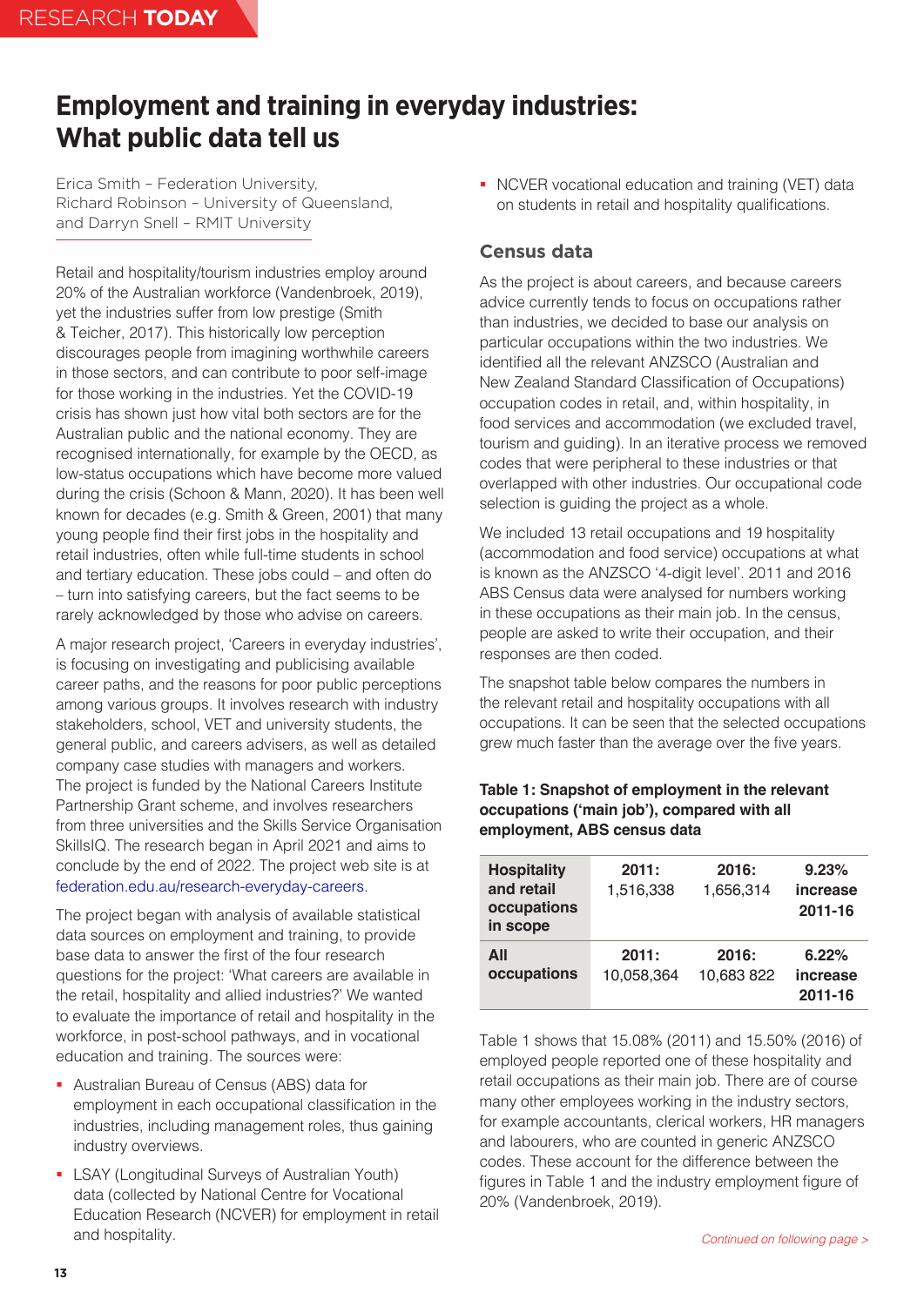# Employment and training in everyday industries: What public data tell us

Erica Smith – Federation University,
Richard Robinson – University of Queensland,
and Darryn Snell – RMIT University

Retail and hospitality/tourism industries employ around 20% of the Australian workforce (Vandenbroek, 2019), yet the industries suffer from low prestige (Smith & Teicher, 2017). This historically low perception discourages people from imagining worthwhile careers in those sectors, and can contribute to poor self-image for those working in the industries. Yet the COVID-19 crisis has shown just how vital both sectors are for the Australian public and the national economy. They are recognised internationally, for example by the OECD, as low-status occupations which have become more valued during the crisis (Schoon & Mann, 2020). It has been well known for decades (e.g. Smith & Green, 2001) that many young people find their first jobs in the hospitality and retail industries, often while full-time students in school and tertiary education. These jobs could – and often do – turn into satisfying careers, but the fact seems to be rarely acknowledged by those who advise on careers.

A major research project, 'Careers in everyday industries', is focusing on investigating and publicising available career paths, and the reasons for poor public perceptions among various groups. It involves research with industry stakeholders, school, VET and university students, the general public, and careers advisers, as well as detailed company case studies with managers and workers. The project is funded by the National Careers Institute Partnership Grant scheme, and involves researchers from three universities and the Skills Service Organisation SkillsIQ. The research began in April 2021 and aims to conclude by the end of 2022. The project web site is at federation.edu.au/research-everyday-careers.

The project began with analysis of available statistical data sources on employment and training, to provide base data to answer the first of the four research questions for the project: 'What careers are available in the retail, hospitality and allied industries?' We wanted to evaluate the importance of retail and hospitality in the workforce, in post-school pathways, and in vocational education and training. The sources were:

- Australian Bureau of Census (ABS) data for employment in each occupational classification in the industries, including management roles, thus gaining industry overviews.
- LSAY (Longitudinal Surveys of Australian Youth) data (collected by National Centre for Vocational Education Research (NCVER) for employment in retail and hospitality.
- NCVER vocational education and training (VET) data on students in retail and hospitality qualifications.

## Census data

As the project is about careers, and because careers advice currently tends to focus on occupations rather than industries, we decided to base our analysis on particular occupations within the two industries. We identified all the relevant ANZSCO (Australian and New Zealand Standard Classification of Occupations) occupation codes in retail, and, within hospitality, in food services and accommodation (we excluded travel, tourism and guiding). In an iterative process we removed codes that were peripheral to these industries or that overlapped with other industries. Our occupational code selection is guiding the project as a whole.

We included 13 retail occupations and 19 hospitality (accommodation and food service) occupations at what is known as the ANZSCO '4-digit level'. 2011 and 2016 ABS Census data were analysed for numbers working in these occupations as their main job. In the census, people are asked to write their occupation, and their responses are then coded.

The snapshot table below compares the numbers in the relevant retail and hospitality occupations with all occupations. It can be seen that the selected occupations grew much faster than the average over the five years.

**Table 1: Snapshot of employment in the relevant occupations ('main job'), compared with all employment, ABS census data**

| | | | |
|---|---|---|---|
| **Hospitality and retail occupations in scope** | **2011:** 1,516,338 | **2016:** 1,656,314 | **9.23% increase 2011-16** |
| **All occupations** | **2011:** 10,058,364 | **2016:** 10,683 822 | **6.22% increase 2011-16** |

Table 1 shows that 15.08% (2011) and 15.50% (2016) of employed people reported one of these hospitality and retail occupations as their main job. There are of course many other employees working in the industry sectors, for example accountants, clerical workers, HR managers and labourers, who are counted in generic ANZSCO codes. These account for the difference between the figures in Table 1 and the industry employment figure of 20% (Vandenbroek, 2019).

*Continued on following page >*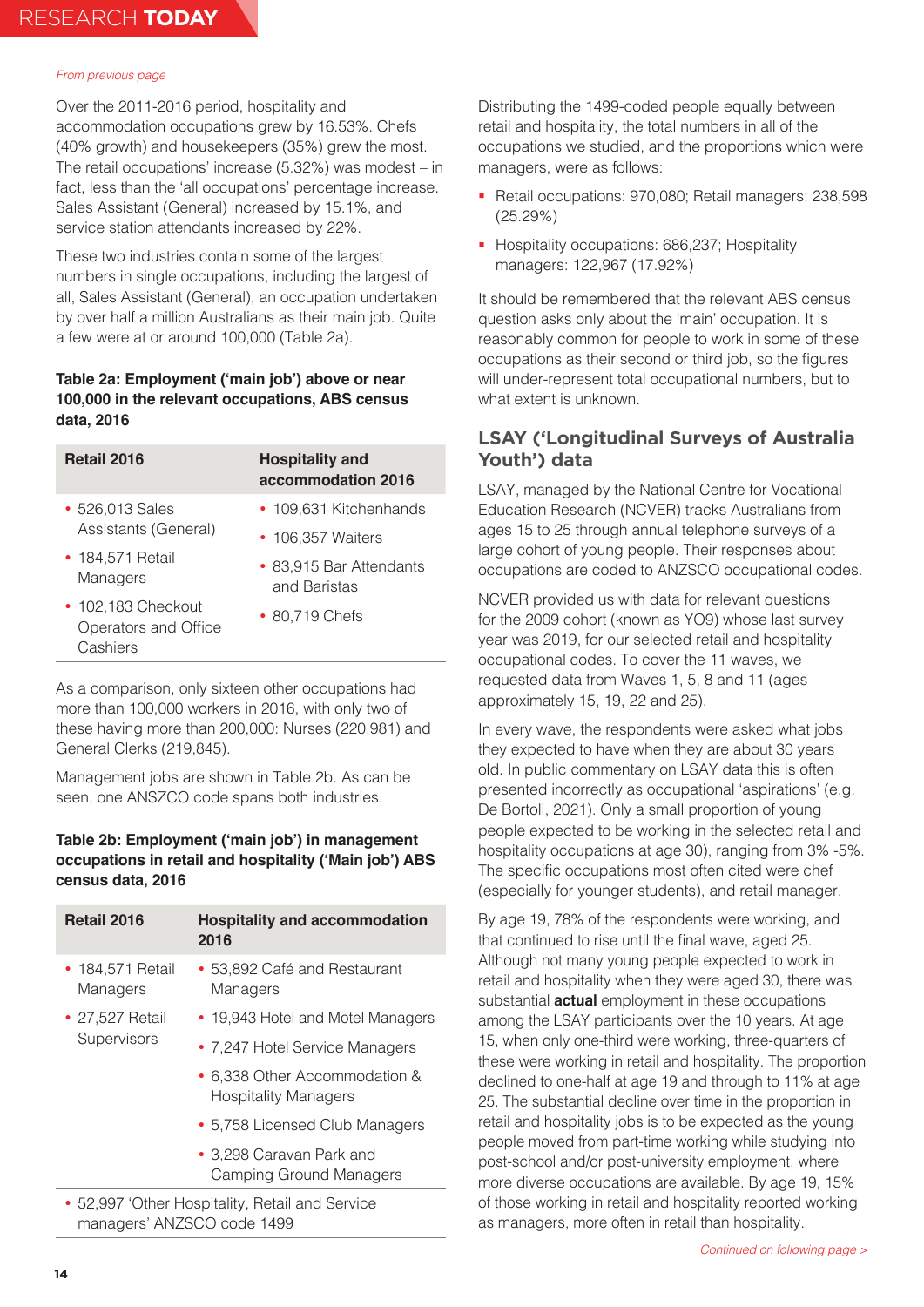*From previous page*

Over the 2011-2016 period, hospitality and accommodation occupations grew by 16.53%. Chefs (40% growth) and housekeepers (35%) grew the most. The retail occupations' increase (5.32%) was modest – in fact, less than the 'all occupations' percentage increase. Sales Assistant (General) increased by 15.1%, and service station attendants increased by 22%.

These two industries contain some of the largest numbers in single occupations, including the largest of all, Sales Assistant (General), an occupation undertaken by over half a million Australians as their main job. Quite a few were at or around 100,000 (Table 2a).

**Table 2a: Employment ('main job') above or near 100,000 in the relevant occupations, ABS census data, 2016**

| Retail 2016 | Hospitality and accommodation 2016 |
|---|---|
| • 526,013 Sales Assistants (General) | • 109,631 Kitchenhands |
| • 184,571 Retail Managers | • 106,357 Waiters |
| • 102,183 Checkout Operators and Office Cashiers | • 83,915 Bar Attendants and Baristas |
| | • 80,719 Chefs |

As a comparison, only sixteen other occupations had more than 100,000 workers in 2016, with only two of these having more than 200,000: Nurses (220,981) and General Clerks (219,845).

Management jobs are shown in Table 2b. As can be seen, one ANSZCO code spans both industries.

**Table 2b: Employment ('main job') in management occupations in retail and hospitality ('Main job') ABS census data, 2016**

| Retail 2016 | Hospitality and accommodation 2016 |
|---|---|
| • 184,571 Retail Managers | • 53,892 Café and Restaurant Managers |
| • 27,527 Retail Supervisors | • 19,943 Hotel and Motel Managers |
| | • 7,247 Hotel Service Managers |
| | • 6,338 Other Accommodation & Hospitality Managers |
| | • 5,758 Licensed Club Managers |
| | • 3,298 Caravan Park and Camping Ground Managers |
| • 52,997 'Other Hospitality, Retail and Service managers' ANZSCO code 1499 | |

Distributing the 1499-coded people equally between retail and hospitality, the total numbers in all of the occupations we studied, and the proportions which were managers, were as follows:

- Retail occupations: 970,080; Retail managers: 238,598 (25.29%)
- Hospitality occupations: 686,237; Hospitality managers: 122,967 (17.92%)

It should be remembered that the relevant ABS census question asks only about the 'main' occupation. It is reasonably common for people to work in some of these occupations as their second or third job, so the figures will under-represent total occupational numbers, but to what extent is unknown.

## LSAY ('Longitudinal Surveys of Australia Youth') data

LSAY, managed by the National Centre for Vocational Education Research (NCVER) tracks Australians from ages 15 to 25 through annual telephone surveys of a large cohort of young people. Their responses about occupations are coded to ANZSCO occupational codes.

NCVER provided us with data for relevant questions for the 2009 cohort (known as YO9) whose last survey year was 2019, for our selected retail and hospitality occupational codes. To cover the 11 waves, we requested data from Waves 1, 5, 8 and 11 (ages approximately 15, 19, 22 and 25).

In every wave, the respondents were asked what jobs they expected to have when they are about 30 years old. In public commentary on LSAY data this is often presented incorrectly as occupational 'aspirations' (e.g. De Bortoli, 2021). Only a small proportion of young people expected to be working in the selected retail and hospitality occupations at age 30), ranging from 3% -5%. The specific occupations most often cited were chef (especially for younger students), and retail manager.

By age 19, 78% of the respondents were working, and that continued to rise until the final wave, aged 25. Although not many young people expected to work in retail and hospitality when they were aged 30, there was substantial **actual** employment in these occupations among the LSAY participants over the 10 years. At age 15, when only one-third were working, three-quarters of these were working in retail and hospitality. The proportion declined to one-half at age 19 and through to 11% at age 25. The substantial decline over time in the proportion in retail and hospitality jobs is to be expected as the young people moved from part-time working while studying into post-school and/or post-university employment, where more diverse occupations are available. By age 19, 15% of those working in retail and hospitality reported working as managers, more often in retail than hospitality.

*Continued on following page >*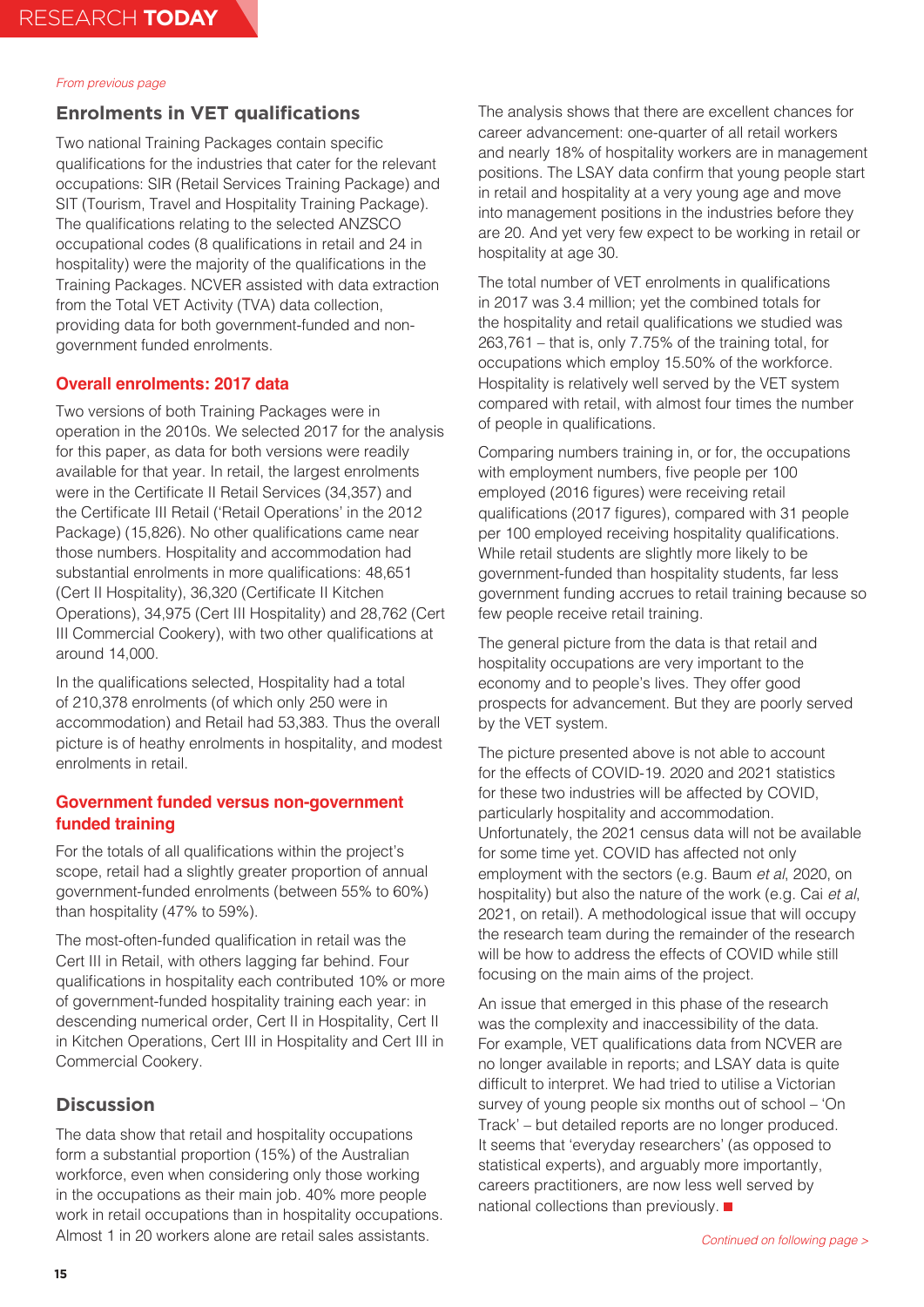*From previous page*

## Enrolments in VET qualifications

Two national Training Packages contain specific qualifications for the industries that cater for the relevant occupations: SIR (Retail Services Training Package) and SIT (Tourism, Travel and Hospitality Training Package). The qualifications relating to the selected ANZSCO occupational codes (8 qualifications in retail and 24 in hospitality) were the majority of the qualifications in the Training Packages. NCVER assisted with data extraction from the Total VET Activity (TVA) data collection, providing data for both government-funded and non-government funded enrolments.

### Overall enrolments: 2017 data

Two versions of both Training Packages were in operation in the 2010s. We selected 2017 for the analysis for this paper, as data for both versions were readily available for that year. In retail, the largest enrolments were in the Certificate II Retail Services (34,357) and the Certificate III Retail ('Retail Operations' in the 2012 Package) (15,826). No other qualifications came near those numbers. Hospitality and accommodation had substantial enrolments in more qualifications: 48,651 (Cert II Hospitality), 36,320 (Certificate II Kitchen Operations), 34,975 (Cert III Hospitality) and 28,762 (Cert III Commercial Cookery), with two other qualifications at around 14,000.

In the qualifications selected, Hospitality had a total of 210,378 enrolments (of which only 250 were in accommodation) and Retail had 53,383. Thus the overall picture is of heathy enrolments in hospitality, and modest enrolments in retail.

### Government funded versus non-government funded training

For the totals of all qualifications within the project's scope, retail had a slightly greater proportion of annual government-funded enrolments (between 55% to 60%) than hospitality (47% to 59%).

The most-often-funded qualification in retail was the Cert III in Retail, with others lagging far behind. Four qualifications in hospitality each contributed 10% or more of government-funded hospitality training each year: in descending numerical order, Cert II in Hospitality, Cert II in Kitchen Operations, Cert III in Hospitality and Cert III in Commercial Cookery.

## Discussion

The data show that retail and hospitality occupations form a substantial proportion (15%) of the Australian workforce, even when considering only those working in the occupations as their main job. 40% more people work in retail occupations than in hospitality occupations. Almost 1 in 20 workers alone are retail sales assistants.

The analysis shows that there are excellent chances for career advancement: one-quarter of all retail workers and nearly 18% of hospitality workers are in management positions. The LSAY data confirm that young people start in retail and hospitality at a very young age and move into management positions in the industries before they are 20. And yet very few expect to be working in retail or hospitality at age 30.

The total number of VET enrolments in qualifications in 2017 was 3.4 million; yet the combined totals for the hospitality and retail qualifications we studied was 263,761 – that is, only 7.75% of the training total, for occupations which employ 15.50% of the workforce. Hospitality is relatively well served by the VET system compared with retail, with almost four times the number of people in qualifications.

Comparing numbers training in, or for, the occupations with employment numbers, five people per 100 employed (2016 figures) were receiving retail qualifications (2017 figures), compared with 31 people per 100 employed receiving hospitality qualifications. While retail students are slightly more likely to be government-funded than hospitality students, far less government funding accrues to retail training because so few people receive retail training.

The general picture from the data is that retail and hospitality occupations are very important to the economy and to people's lives. They offer good prospects for advancement. But they are poorly served by the VET system.

The picture presented above is not able to account for the effects of COVID-19. 2020 and 2021 statistics for these two industries will be affected by COVID, particularly hospitality and accommodation. Unfortunately, the 2021 census data will not be available for some time yet. COVID has affected not only employment with the sectors (e.g. Baum *et al*, 2020, on hospitality) but also the nature of the work (e.g. Cai *et al*, 2021, on retail). A methodological issue that will occupy the research team during the remainder of the research will be how to address the effects of COVID while still focusing on the main aims of the project.

An issue that emerged in this phase of the research was the complexity and inaccessibility of the data. For example, VET qualifications data from NCVER are no longer available in reports; and LSAY data is quite difficult to interpret. We had tried to utilise a Victorian survey of young people six months out of school – 'On Track' – but detailed reports are no longer produced. It seems that 'everyday researchers' (as opposed to statistical experts), and arguably more importantly, careers practitioners, are now less well served by national collections than previously. ■

*Continued on following page >*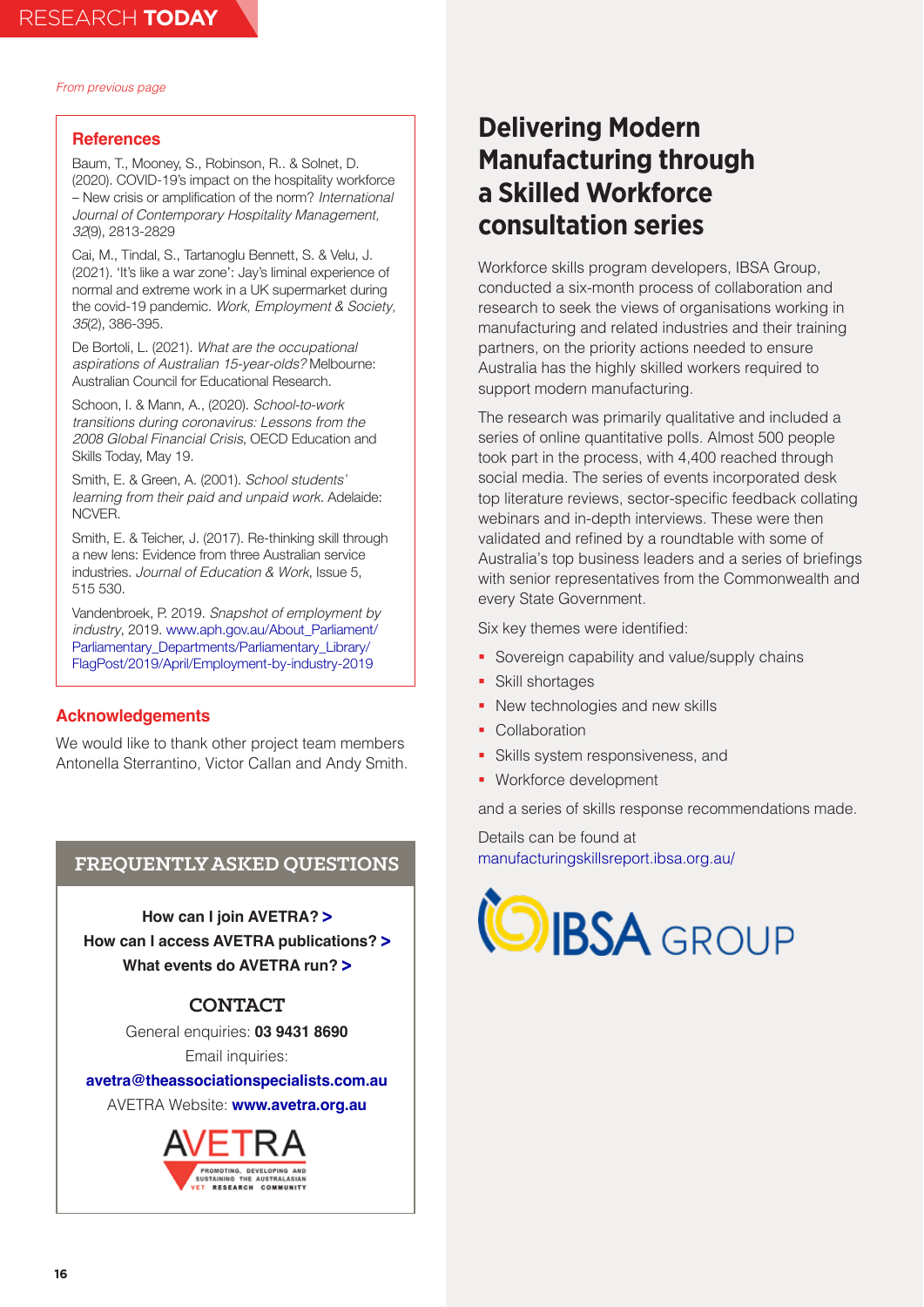*From previous page*

## References

Baum, T., Mooney, S., Robinson, R.. & Solnet, D. (2020). COVID-19's impact on the hospitality workforce – New crisis or amplification of the norm? *International Journal of Contemporary Hospitality Management, 32*(9), 2813-2829

Cai, M., Tindal, S., Tartanoglu Bennett, S. & Velu, J. (2021). 'It's like a war zone': Jay's liminal experience of normal and extreme work in a UK supermarket during the covid-19 pandemic. *Work, Employment & Society, 35*(2), 386-395.

De Bortoli, L. (2021). *What are the occupational aspirations of Australian 15-year-olds?* Melbourne: Australian Council for Educational Research.

Schoon, I. & Mann, A., (2020). *School-to-work transitions during coronavirus: Lessons from the 2008 Global Financial Crisis*, OECD Education and Skills Today, May 19.

Smith, E. & Green, A. (2001). *School students' learning from their paid and unpaid work*. Adelaide: NCVER.

Smith, E. & Teicher, J. (2017). Re-thinking skill through a new lens: Evidence from three Australian service industries. *Journal of Education & Work*, Issue 5, 515 530.

Vandenbroek, P. 2019. *Snapshot of employment by industry*, 2019. www.aph.gov.au/About_Parliament/Parliamentary_Departments/Parliamentary_Library/FlagPost/2019/April/Employment-by-industry-2019

## Acknowledgements

We would like to thank other project team members Antonella Sterrantino, Victor Callan and Andy Smith.

## FREQUENTLY ASKED QUESTIONS

**How can I join AVETRA? >**

**How can I access AVETRA publications? >**

**What events do AVETRA run? >**

### CONTACT

General enquiries: **03 9431 8690**

Email inquiries:

**avetra@theassociationspecialists.com.au**

AVETRA Website: **www.avetra.org.au**

AVETRA

PROMOTING, DEVELOPING AND SUSTAINING THE AUSTRALASIAN VET RESEARCH COMMUNITY

# Delivering Modern Manufacturing through a Skilled Workforce consultation series

Workforce skills program developers, IBSA Group, conducted a six-month process of collaboration and research to seek the views of organisations working in manufacturing and related industries and their training partners, on the priority actions needed to ensure Australia has the highly skilled workers required to support modern manufacturing.

The research was primarily qualitative and included a series of online quantitative polls. Almost 500 people took part in the process, with 4,400 reached through social media. The series of events incorporated desk top literature reviews, sector-specific feedback collating webinars and in-depth interviews. These were then validated and refined by a roundtable with some of Australia's top business leaders and a series of briefings with senior representatives from the Commonwealth and every State Government.

Six key themes were identified:

- Sovereign capability and value/supply chains
- Skill shortages
- New technologies and new skills
- Collaboration
- Skills system responsiveness, and
- Workforce development

and a series of skills response recommendations made.

Details can be found at manufacturingskillsreport.ibsa.org.au/

IBSA GROUP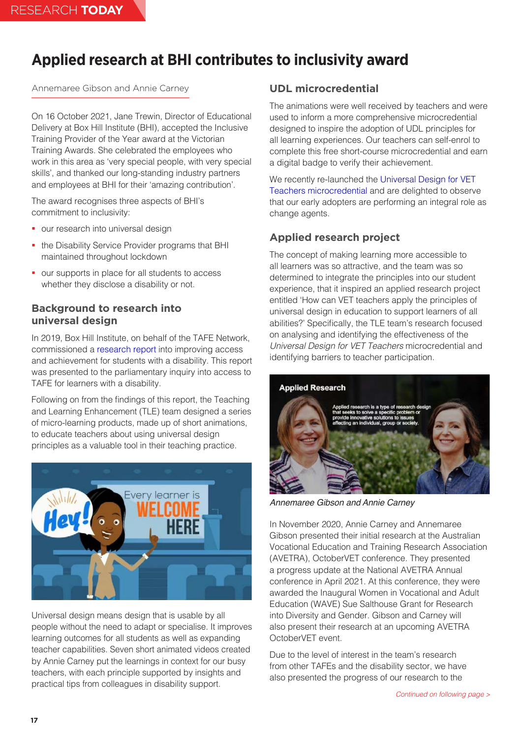# Applied research at BHI contributes to inclusivity award

Annemaree Gibson and Annie Carney

On 16 October 2021, Jane Trewin, Director of Educational Delivery at Box Hill Institute (BHI), accepted the Inclusive Training Provider of the Year award at the Victorian Training Awards. She celebrated the employees who work in this area as 'very special people, with very special skills', and thanked our long-standing industry partners and employees at BHI for their 'amazing contribution'.

The award recognises three aspects of BHI's commitment to inclusivity:

- our research into universal design
- the Disability Service Provider programs that BHI maintained throughout lockdown
- our supports in place for all students to access whether they disclose a disability or not.

## Background to research into universal design

In 2019, Box Hill Institute, on behalf of the TAFE Network, commissioned a research report into improving access and achievement for students with a disability. This report was presented to the parliamentary inquiry into access to TAFE for learners with a disability.

Following on from the findings of this report, the Teaching and Learning Enhancement (TLE) team designed a series of micro-learning products, made up of short animations, to educate teachers about using universal design principles as a valuable tool in their teaching practice.

Universal design means design that is usable by all people without the need to adapt or specialise. It improves learning outcomes for all students as well as expanding teacher capabilities. Seven short animated videos created by Annie Carney put the learnings in context for our busy teachers, with each principle supported by insights and practical tips from colleagues in disability support.

## UDL microcredential

The animations were well received by teachers and were used to inform a more comprehensive microcredential designed to inspire the adoption of UDL principles for all learning experiences. Our teachers can self-enrol to complete this free short-course microcredential and earn a digital badge to verify their achievement.

We recently re-launched the Universal Design for VET Teachers microcredential and are delighted to observe that our early adopters are performing an integral role as change agents.

## Applied research project

The concept of making learning more accessible to all learners was so attractive, and the team was so determined to integrate the principles into our student experience, that it inspired an applied research project entitled 'How can VET teachers apply the principles of universal design in education to support learners of all abilities?' Specifically, the TLE team's research focused on analysing and identifying the effectiveness of the *Universal Design for VET Teachers* microcredential and identifying barriers to teacher participation.

*Annemaree Gibson and Annie Carney*

In November 2020, Annie Carney and Annemaree Gibson presented their initial research at the Australian Vocational Education and Training Research Association (AVETRA), OctoberVET conference. They presented a progress update at the National AVETRA Annual conference in April 2021. At this conference, they were awarded the Inaugural Women in Vocational and Adult Education (WAVE) Sue Salthouse Grant for Research into Diversity and Gender. Gibson and Carney will also present their research at an upcoming AVETRA OctoberVET event.

Due to the level of interest in the team's research from other TAFEs and the disability sector, we have also presented the progress of our research to the

*Continued on following page >*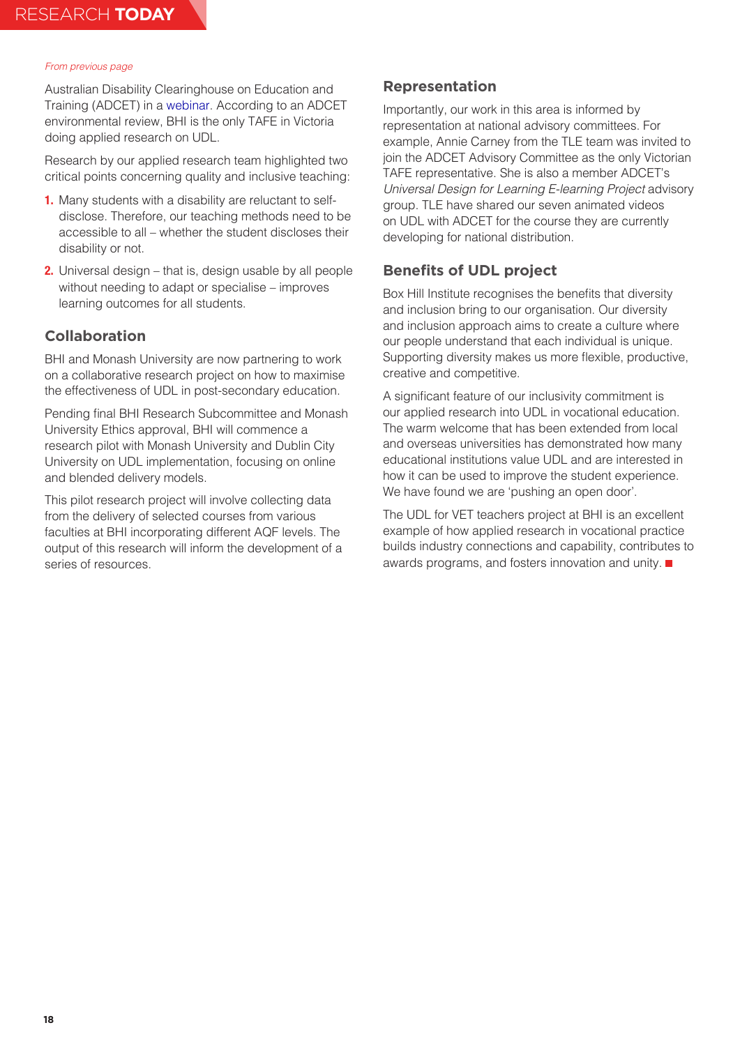*From previous page*

Australian Disability Clearinghouse on Education and Training (ADCET) in a webinar. According to an ADCET environmental review, BHI is the only TAFE in Victoria doing applied research on UDL.

Research by our applied research team highlighted two critical points concerning quality and inclusive teaching:

1. Many students with a disability are reluctant to self-disclose. Therefore, our teaching methods need to be accessible to all – whether the student discloses their disability or not.
2. Universal design – that is, design usable by all people without needing to adapt or specialise – improves learning outcomes for all students.

## Collaboration

BHI and Monash University are now partnering to work on a collaborative research project on how to maximise the effectiveness of UDL in post-secondary education.

Pending final BHI Research Subcommittee and Monash University Ethics approval, BHI will commence a research pilot with Monash University and Dublin City University on UDL implementation, focusing on online and blended delivery models.

This pilot research project will involve collecting data from the delivery of selected courses from various faculties at BHI incorporating different AQF levels. The output of this research will inform the development of a series of resources.

## Representation

Importantly, our work in this area is informed by representation at national advisory committees. For example, Annie Carney from the TLE team was invited to join the ADCET Advisory Committee as the only Victorian TAFE representative. She is also a member ADCET's *Universal Design for Learning E-learning Project* advisory group. TLE have shared our seven animated videos on UDL with ADCET for the course they are currently developing for national distribution.

## Benefits of UDL project

Box Hill Institute recognises the benefits that diversity and inclusion bring to our organisation. Our diversity and inclusion approach aims to create a culture where our people understand that each individual is unique. Supporting diversity makes us more flexible, productive, creative and competitive.

A significant feature of our inclusivity commitment is our applied research into UDL in vocational education. The warm welcome that has been extended from local and overseas universities has demonstrated how many educational institutions value UDL and are interested in how it can be used to improve the student experience. We have found we are 'pushing an open door'.

The UDL for VET teachers project at BHI is an excellent example of how applied research in vocational practice builds industry connections and capability, contributes to awards programs, and fosters innovation and unity. ■